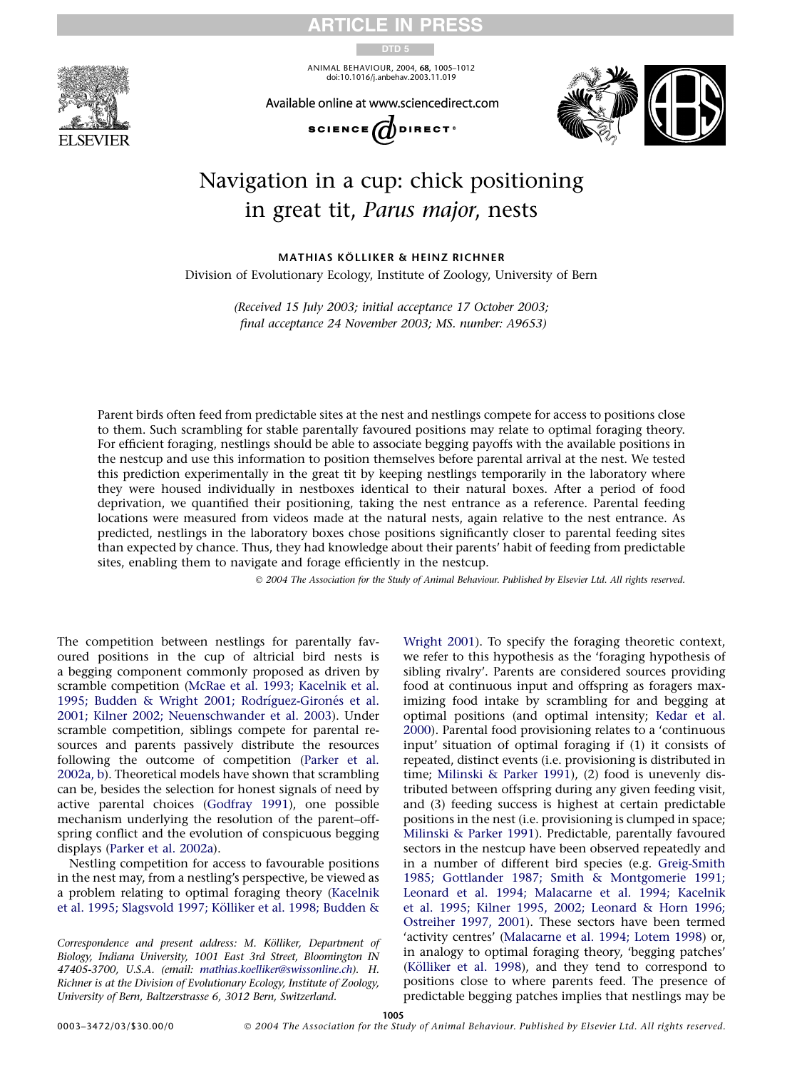# Navigation in a cup: chick positioning in great tit, *Parus major*, nests

MATHIAS KÖLLIKER & HEINZ RICHNER

Division of Evolutionary Ecology, Institute of Zoology, University of Bern

*(Received 15 July 2003; initial acceptance 17 October 2003; final acceptance 24 November 2003; MS. number: A9653)*

Parent birds often feed from predictable sites at the nest and nestlings compete for access to positions close to them. Such scrambling for stable parentally favoured positions may relate to optimal foraging theory. For efficient foraging, nestlings should be able to associate begging payoffs with the available positions in the nestcup and use this information to position themselves before parental arrival at the nest. We tested this prediction experimentally in the great tit by keeping nestlings temporarily in the laboratory where they were housed individually in nestboxes identical to their natural boxes. After a period of food deprivation, we quantified their positioning, taking the nest entrance as a reference. Parental feeding locations were measured from videos made at the natural nests, again relative to the nest entrance. As predicted, nestlings in the laboratory boxes chose positions significantly closer to parental feeding sites than expected by chance. Thus, they had knowledge about their parents' habit of feeding from predictable sites, enabling them to navigate and forage efficiently in the nestcup.

© 2004 The Association for the Study of Animal Behaviour. Published by Elsevier Ltd. All rights reserved.

The competition between nestlings for parentally favoured positions in the cup of altricial bird nests is a begging component commonly proposed as driven by scramble competition (McRae et al. 1993; Kacelnik et al. 1995; Budden & Wright 2001; Rodríguez-Gironés et al. 2001; Kilner 2002; Neuenschwander et al. 2003). Under scramble competition, siblings compete for parental resources and parents passively distribute the resources following the outcome of competition (Parker et al. 2002a, b). Theoretical models have shown that scrambling can be, besides the selection for honest signals of need by active parental choices (Godfray 1991), one possible mechanism underlying the resolution of the parent–offspring conflict and the evolution of conspicuous begging displays (Parker et al. 2002a).

Nestling competition for access to favourable positions in the nest may, from a nestling's perspective, be viewed as a problem relating to optimal foraging theory (Kacelnik et al. 1995; Slagsvold 1997; Kölliker et al. 1998; Budden & Wright 2001). To specify the foraging theoretic context, we refer to this hypothesis as the 'foraging hypothesis of sibling rivalry'. Parents are considered sources providing food at continuous input and offspring as foragers maximizing food intake by scrambling for and begging at optimal positions (and optimal intensity; Kedar et al. 2000). Parental food provisioning relates to a 'continuous input' situation of optimal foraging if (1) it consists of repeated, distinct events (i.e. provisioning is distributed in time; Milinski & Parker 1991), (2) food is unevenly distributed between offspring during any given feeding visit, and (3) feeding success is highest at certain predictable positions in the nest (i.e. provisioning is clumped in space; Milinski & Parker 1991). Predictable, parentally favoured sectors in the nestcup have been observed repeatedly and in a number of different bird species (e.g. Greig-Smith 1985; Gottlander 1987; Smith & Montgomerie 1991; Leonard et al. 1994; Malacarne et al. 1994; Kacelnik et al. 1995; Kilner 1995, 2002; Leonard & Horn 1996; Ostreiher 1997, 2001). These sectors have been termed 'activity centres' (Malacarne et al. 1994; Lotem 1998) or, in analogy to optimal foraging theory, 'begging patches' (Kölliker et al. 1998), and they tend to correspond to positions close to where parents feed. The presence of predictable begging patches implies that nestlings may be

*Correspondence and present address: M. Kölliker, Department of Biology, Indiana University, 1001 East 3rd Street, Bloomington IN 47405-3700, U.S.A. (email: mathias.koelliker@swissonline.ch). H. Richner is at the Division of Evolutionary Ecology, Institute of Zoology, University of Bern, Baltzerstrasse 6, 3012 Bern, Switzerland.*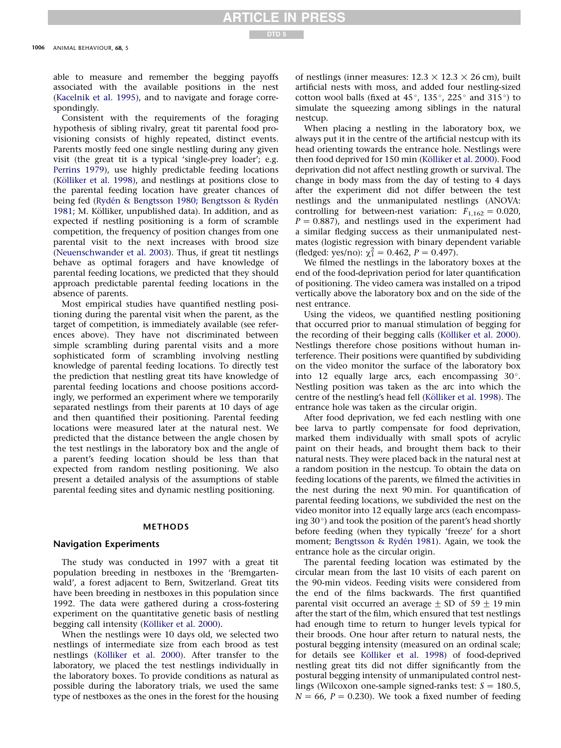able to measure and remember the begging payoffs associated with the available positions in the nest (Kacelnik et al. 1995), and to navigate and forage correspondingly.

Consistent with the requirements of the foraging hypothesis of sibling rivalry, great tit parental food provisioning consists of highly repeated, distinct events. Parents mostly feed one single nestling during any given visit (the great tit is a typical 'single-prey loader'; e.g. Perrins 1979), use highly predictable feeding locations (Kölliker et al. 1998), and nestlings at positions close to the parental feeding location have greater chances of being fed (Rydén & Bengtsson 1980; Bengtsson & Rydén 1981; M. Kölliker, unpublished data). In addition, and as expected if nestling positioning is a form of scramble competition, the frequency of position changes from one parental visit to the next increases with brood size (Neuenschwander et al. 2003). Thus, if great tit nestlings behave as optimal foragers and have knowledge of parental feeding locations, we predicted that they should approach predictable parental feeding locations in the absence of parents.

Most empirical studies have quantified nestling positioning during the parental visit when the parent, as the target of competition, is immediately available (see references above). They have not discriminated between simple scrambling during parental visits and a more sophisticated form of scrambling involving nestling knowledge of parental feeding locations. To directly test the prediction that nestling great tits have knowledge of parental feeding locations and choose positions accordingly, we performed an experiment where we temporarily separated nestlings from their parents at 10 days of age and then quantified their positioning. Parental feeding locations were measured later at the natural nest. We predicted that the distance between the angle chosen by the test nestlings in the laboratory box and the angle of a parent's feeding location should be less than that expected from random nestling positioning. We also present a detailed analysis of the assumptions of stable parental feeding sites and dynamic nestling positioning.

## METHODS

### Navigation Experiments

The study was conducted in 1997 with a great tit population breeding in nestboxes in the 'Bremgartenwald', a forest adjacent to Bern, Switzerland. Great tits have been breeding in nestboxes in this population since 1992. The data were gathered during a cross-fostering experiment on the quantitative genetic basis of nestling begging call intensity (Kölliker et al. 2000).

When the nestlings were 10 days old, we selected two nestlings of intermediate size from each brood as test nestlings (Kölliker et al. 2000). After transfer to the laboratory, we placed the test nestlings individually in the laboratory boxes. To provide conditions as natural as possible during the laboratory trials, we used the same type of nestboxes as the ones in the forest for the housing of nestlings (inner measures: 12.3 × 12.3 × 26 cm), built artificial nests with moss, and added four nestling-sized cotton wool balls (fixed at 45°, 135°, 225° and 315°) to simulate the squeezing among siblings in the natural nestcup.

When placing a nestling in the laboratory box, we always put it in the centre of the artificial nestcup with its head orienting towards the entrance hole. Nestlings were then food deprived for 150 min (Kölliker et al. 2000). Food deprivation did not affect nestling growth or survival. The change in body mass from the day of testing to 4 days after the experiment did not differ between the test nestlings and the unmanipulated nestlings (ANOVA: controlling for between-nest variation: $F_{1,162} = 0.020$, $P = 0.887$), and nestlings used in the experiment had a similar fledging success as their unmanipulated nestmates (logistic regression with binary dependent variable (fledged: yes/no): $\chi^2_1 = 0.462$, $P = 0.497$).

We filmed the nestlings in the laboratory boxes at the end of the food-deprivation period for later quantification of positioning. The video camera was installed on a tripod vertically above the laboratory box and on the side of the nest entrance.

Using the videos, we quantified nestling positioning that occurred prior to manual stimulation of begging for the recording of their begging calls (Kölliker et al. 2000). Nestlings therefore chose positions without human interference. Their positions were quantified by subdividing on the video monitor the surface of the laboratory box into 12 equally large arcs, each encompassing 30°. Nestling position was taken as the arc into which the centre of the nestling's head fell (Kölliker et al. 1998). The entrance hole was taken as the circular origin.

After food deprivation, we fed each nestling with one bee larva to partly compensate for food deprivation, marked them individually with small spots of acrylic paint on their heads, and brought them back to their natural nests. They were placed back in the natural nest at a random position in the nestcup. To obtain the data on feeding locations of the parents, we filmed the activities in the nest during the next 90 min. For quantification of parental feeding locations, we subdivided the nest on the video monitor into 12 equally large arcs (each encompassing 30°) and took the position of the parent's head shortly before feeding (when they typically 'freeze' for a short moment; Bengtsson & Rydén 1981). Again, we took the entrance hole as the circular origin.

The parental feeding location was estimated by the circular mean from the last 10 visits of each parent on the 90-min videos. Feeding visits were considered from the end of the films backwards. The first quantified parental visit occurred an average ± SD of 59 ± 19 min after the start of the film, which ensured that test nestlings had enough time to return to hunger levels typical for their broods. One hour after return to natural nests, the postural begging intensity (measured on an ordinal scale; for details see Kölliker et al. 1998) of food-deprived nestling great tits did not differ significantly from the postural begging intensity of unmanipulated control nestlings (Wilcoxon one-sample signed-ranks test: $S = 180.5$, $N = 66$, $P = 0.230$). We took a fixed number of feeding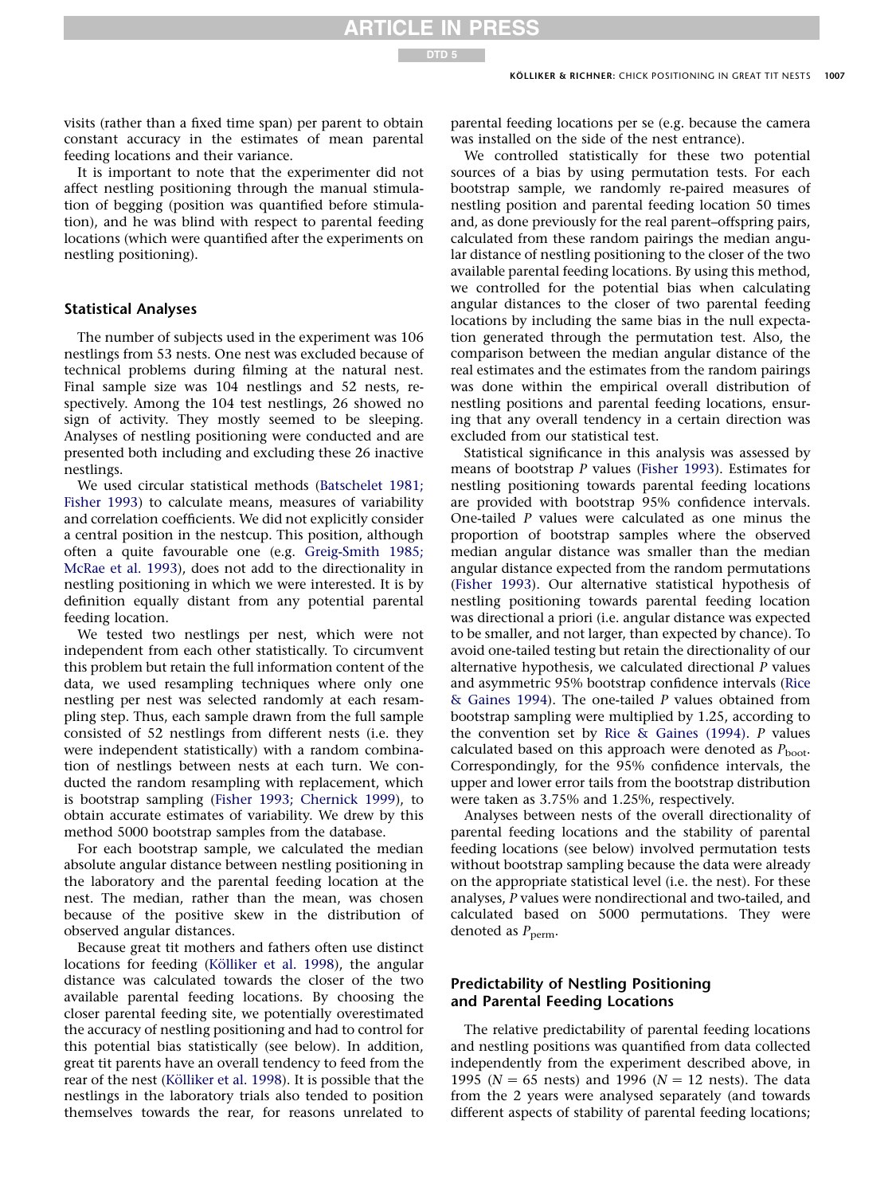visits (rather than a fixed time span) per parent to obtain constant accuracy in the estimates of mean parental feeding locations and their variance.

It is important to note that the experimenter did not affect nestling positioning through the manual stimulation of begging (position was quantified before stimulation), and he was blind with respect to parental feeding locations (which were quantified after the experiments on nestling positioning).

## Statistical Analyses

The number of subjects used in the experiment was 106 nestlings from 53 nests. One nest was excluded because of technical problems during filming at the natural nest. Final sample size was 104 nestlings and 52 nests, respectively. Among the 104 test nestlings, 26 showed no sign of activity. They mostly seemed to be sleeping. Analyses of nestling positioning were conducted and are presented both including and excluding these 26 inactive nestlings.

We used circular statistical methods (Batschelet 1981; Fisher 1993) to calculate means, measures of variability and correlation coefficients. We did not explicitly consider a central position in the nestcup. This position, although often a quite favourable one (e.g. Greig-Smith 1985; McRae et al. 1993), does not add to the directionality in nestling positioning in which we were interested. It is by definition equally distant from any potential parental feeding location.

We tested two nestlings per nest, which were not independent from each other statistically. To circumvent this problem but retain the full information content of the data, we used resampling techniques where only one nestling per nest was selected randomly at each resampling step. Thus, each sample drawn from the full sample consisted of 52 nestlings from different nests (i.e. they were independent statistically) with a random combination of nestlings between nests at each turn. We conducted the random resampling with replacement, which is bootstrap sampling (Fisher 1993; Chernick 1999), to obtain accurate estimates of variability. We drew by this method 5000 bootstrap samples from the database.

For each bootstrap sample, we calculated the median absolute angular distance between nestling positioning in the laboratory and the parental feeding location at the nest. The median, rather than the mean, was chosen because of the positive skew in the distribution of observed angular distances.

Because great tit mothers and fathers often use distinct locations for feeding (Kölliker et al. 1998), the angular distance was calculated towards the closer of the two available parental feeding locations. By choosing the closer parental feeding site, we potentially overestimated the accuracy of nestling positioning and had to control for this potential bias statistically (see below). In addition, great tit parents have an overall tendency to feed from the rear of the nest (Kölliker et al. 1998). It is possible that the nestlings in the laboratory trials also tended to position themselves towards the rear, for reasons unrelated to parental feeding locations per se (e.g. because the camera was installed on the side of the nest entrance).

We controlled statistically for these two potential sources of a bias by using permutation tests. For each bootstrap sample, we randomly re-paired measures of nestling position and parental feeding location 50 times and, as done previously for the real parent–offspring pairs, calculated from these random pairings the median angular distance of nestling positioning to the closer of the two available parental feeding locations. By using this method, we controlled for the potential bias when calculating angular distances to the closer of two parental feeding locations by including the same bias in the null expectation generated through the permutation test. Also, the comparison between the median angular distance of the real estimates and the estimates from the random pairings was done within the empirical overall distribution of nestling positions and parental feeding locations, ensuring that any overall tendency in a certain direction was excluded from our statistical test.

Statistical significance in this analysis was assessed by means of bootstrap *P* values (Fisher 1993). Estimates for nestling positioning towards parental feeding locations are provided with bootstrap 95% confidence intervals. One-tailed *P* values were calculated as one minus the proportion of bootstrap samples where the observed median angular distance was smaller than the median angular distance expected from the random permutations (Fisher 1993). Our alternative statistical hypothesis of nestling positioning towards parental feeding location was directional a priori (i.e. angular distance was expected to be smaller, and not larger, than expected by chance). To avoid one-tailed testing but retain the directionality of our alternative hypothesis, we calculated directional *P* values and asymmetric 95% bootstrap confidence intervals (Rice & Gaines 1994). The one-tailed *P* values obtained from bootstrap sampling were multiplied by 1.25, according to the convention set by Rice & Gaines (1994). *P* values calculated based on this approach were denoted as $P_{boot}$. Correspondingly, for the 95% confidence intervals, the upper and lower error tails from the bootstrap distribution were taken as 3.75% and 1.25%, respectively.

Analyses between nests of the overall directionality of parental feeding locations and the stability of parental feeding locations (see below) involved permutation tests without bootstrap sampling because the data were already on the appropriate statistical level (i.e. the nest). For these analyses, *P* values were nondirectional and two-tailed, and calculated based on 5000 permutations. They were denoted as $P_{perm}$.

## Predictability of Nestling Positioning and Parental Feeding Locations

The relative predictability of parental feeding locations and nestling positions was quantified from data collected independently from the experiment described above, in 1995 ($N = 65$ nests) and 1996 ($N = 12$ nests). The data from the 2 years were analysed separately (and towards different aspects of stability of parental feeding locations;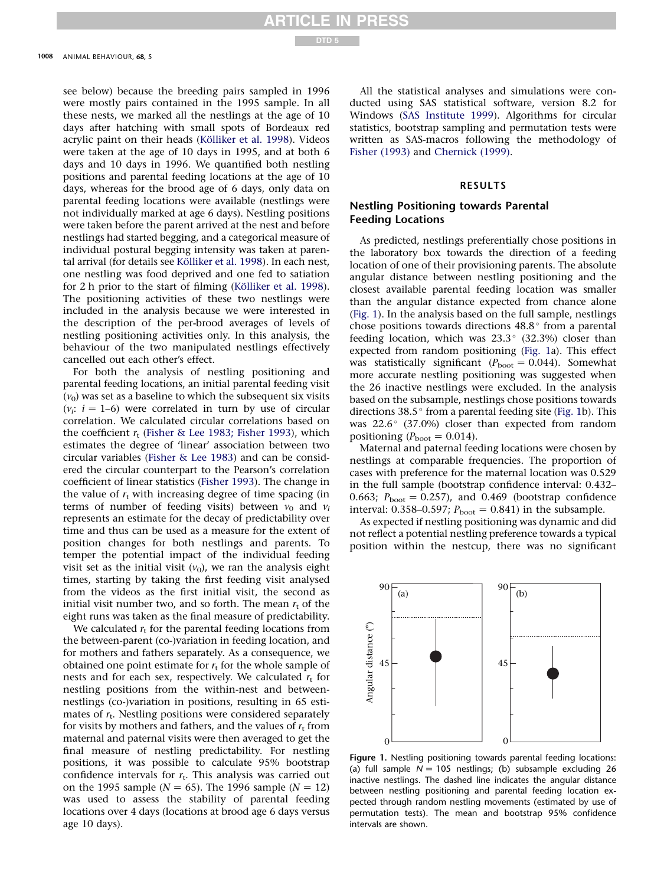see below) because the breeding pairs sampled in 1996 were mostly pairs contained in the 1995 sample. In all these nests, we marked all the nestlings at the age of 10 days after hatching with small spots of Bordeaux red acrylic paint on their heads (Kölliker et al. 1998). Videos were taken at the age of 10 days in 1995, and at both 6 days and 10 days in 1996. We quantified both nestling positions and parental feeding locations at the age of 10 days, whereas for the brood age of 6 days, only data on parental feeding locations were available (nestlings were not individually marked at age 6 days). Nestling positions were taken before the parent arrived at the nest and before nestlings had started begging, and a categorical measure of individual postural begging intensity was taken at parental arrival (for details see Kölliker et al. 1998). In each nest, one nestling was food deprived and one fed to satiation for 2 h prior to the start of filming (Kölliker et al. 1998). The positioning activities of these two nestlings were included in the analysis because we were interested in the description of the per-brood averages of levels of nestling positioning activities only. In this analysis, the behaviour of the two manipulated nestlings effectively cancelled out each other's effect.

For both the analysis of nestling positioning and parental feeding locations, an initial parental feeding visit ($v_0$) was set as a baseline to which the subsequent six visits ($v_i$: $i$ = 1–6) were correlated in turn by use of circular correlation. We calculated circular correlations based on the coefficient $r_t$ (Fisher & Lee 1983; Fisher 1993), which estimates the degree of 'linear' association between two circular variables (Fisher & Lee 1983) and can be considered the circular counterpart to the Pearson's correlation coefficient of linear statistics (Fisher 1993). The change in the value of $r_t$ with increasing degree of time spacing (in terms of number of feeding visits) between $v_0$ and $v_i$ represents an estimate for the decay of predictability over time and thus can be used as a measure for the extent of position changes for both nestlings and parents. To temper the potential impact of the individual feeding visit set as the initial visit ($v_0$), we ran the analysis eight times, starting by taking the first feeding visit analysed from the videos as the first initial visit, the second as initial visit number two, and so forth. The mean $r_t$ of the eight runs was taken as the final measure of predictability.

We calculated $r_t$ for the parental feeding locations from the between-parent (co-)variation in feeding location, and for mothers and fathers separately. As a consequence, we obtained one point estimate for $r_t$ for the whole sample of nests and for each sex, respectively. We calculated $r_t$ for nestling positions from the within-nest and between-nestlings (co-)variation in positions, resulting in 65 estimates of $r_t$. Nestling positions were considered separately for visits by mothers and fathers, and the values of $r_t$ from maternal and paternal visits were then averaged to get the final measure of nestling predictability. For nestling positions, it was possible to calculate 95% bootstrap confidence intervals for $r_t$. This analysis was carried out on the 1995 sample ($N$ = 65). The 1996 sample ($N$ = 12) was used to assess the stability of parental feeding locations over 4 days (locations at brood age 6 days versus age 10 days).

All the statistical analyses and simulations were conducted using SAS statistical software, version 8.2 for Windows (SAS Institute 1999). Algorithms for circular statistics, bootstrap sampling and permutation tests were written as SAS-macros following the methodology of Fisher (1993) and Chernick (1999).

## RESULTS

### Nestling Positioning towards Parental Feeding Locations

As predicted, nestlings preferentially chose positions in the laboratory box towards the direction of a feeding location of one of their provisioning parents. The absolute angular distance between nestling positioning and the closest available parental feeding location was smaller than the angular distance expected from chance alone (Fig. 1). In the analysis based on the full sample, nestlings chose positions towards directions 48.8° from a parental feeding location, which was 23.3° (32.3%) closer than expected from random positioning (Fig. 1a). This effect was statistically significant ($P_{boot}$ = 0.044). Somewhat more accurate nestling positioning was suggested when the 26 inactive nestlings were excluded. In the analysis based on the subsample, nestlings chose positions towards directions 38.5° from a parental feeding site (Fig. 1b). This was 22.6° (37.0%) closer than expected from random positioning ($P_{boot}$ = 0.014).

Maternal and paternal feeding locations were chosen by nestlings at comparable frequencies. The proportion of cases with preference for the maternal location was 0.529 in the full sample (bootstrap confidence interval: 0.432–0.663; $P_{boot}$ = 0.257), and 0.469 (bootstrap confidence interval: 0.358–0.597; $P_{boot}$ = 0.841) in the subsample.

As expected if nestling positioning was dynamic and did not reflect a potential nestling preference towards a typical position within the nestcup, there was no significant

Figure 1. Nestling positioning towards parental feeding locations: (a) full sample $N$ = 105 nestlings; (b) subsample excluding 26 inactive nestlings. The dashed line indicates the angular distance between nestling positioning and parental feeding location expected through random nestling movements (estimated by use of permutation tests). The mean and bootstrap 95% confidence intervals are shown.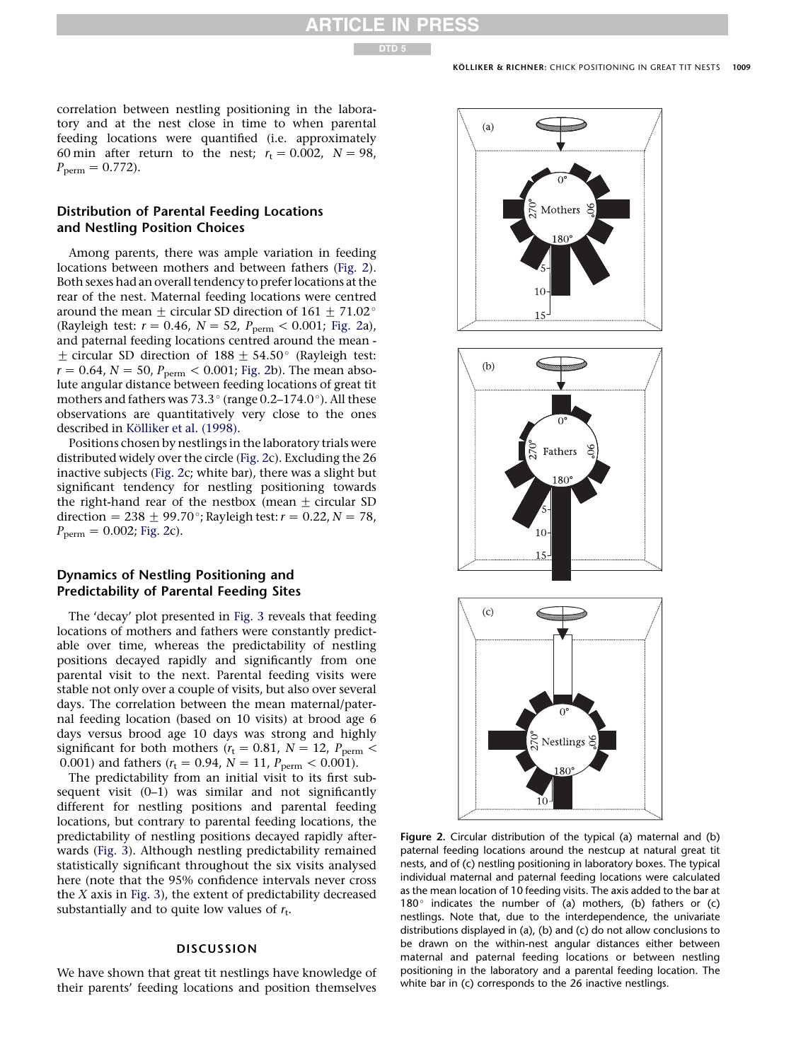correlation between nestling positioning in the laboratory and at the nest close in time to when parental feeding locations were quantified (i.e. approximately 60 min after return to the nest; $r_t = 0.002$, $N = 98$, $P_{perm} = 0.772$).

### Distribution of Parental Feeding Locations and Nestling Position Choices

Among parents, there was ample variation in feeding locations between mothers and between fathers (Fig. 2). Both sexes had an overall tendency to prefer locations at the rear of the nest. Maternal feeding locations were centred around the mean ± circular SD direction of 161 ± 71.02° (Rayleigh test: $r = 0.46$, $N = 52$, $P_{perm} < 0.001$; Fig. 2a), and paternal feeding locations centred around the mean ± circular SD direction of 188 ± 54.50° (Rayleigh test: $r = 0.64$, $N = 50$, $P_{perm} < 0.001$; Fig. 2b). The mean absolute angular distance between feeding locations of great tit mothers and fathers was 73.3° (range 0.2–174.0°). All these observations are quantitatively very close to the ones described in Kölliker et al. (1998).

Positions chosen by nestlings in the laboratory trials were distributed widely over the circle (Fig. 2c). Excluding the 26 inactive subjects (Fig. 2c; white bar), there was a slight but significant tendency for nestling positioning towards the right-hand rear of the nestbox (mean ± circular SD direction = 238 ± 99.70°; Rayleigh test: $r = 0.22$, $N = 78$, $P_{perm} = 0.002$; Fig. 2c).

### Dynamics of Nestling Positioning and Predictability of Parental Feeding Sites

The 'decay' plot presented in Fig. 3 reveals that feeding locations of mothers and fathers were constantly predictable over time, whereas the predictability of nestling positions decayed rapidly and significantly from one parental visit to the next. Parental feeding visits were stable not only over a couple of visits, but also over several days. The correlation between the mean maternal/paternal feeding location (based on 10 visits) at brood age 6 days versus brood age 10 days was strong and highly significant for both mothers ($r_t = 0.81$, $N = 12$, $P_{perm} < 0.001$) and fathers ($r_t = 0.94$, $N = 11$, $P_{perm} < 0.001$).

The predictability from an initial visit to its first subsequent visit (0–1) was similar and not significantly different for nestling positions and parental feeding locations, but contrary to parental feeding locations, the predictability of nestling positions decayed rapidly afterwards (Fig. 3). Although nestling predictability remained statistically significant throughout the six visits analysed here (note that the 95% confidence intervals never cross the $X$ axis in Fig. 3), the extent of predictability decreased substantially and to quite low values of $r_t$.

Figure 2. Circular distribution of the typical (a) maternal and (b) paternal feeding locations around the nestcup at natural great tit nests, and of (c) nestling positioning in laboratory boxes. The typical individual maternal and paternal feeding locations were calculated as the mean location of 10 feeding visits. The axis added to the bar at 180° indicates the number of (a) mothers, (b) fathers or (c) nestlings. Note that, due to the interdependence, the univariate distributions displayed in (a), (b) and (c) do not allow conclusions to be drawn on the within-nest angular distances either between maternal and paternal feeding locations or between nestling positioning in the laboratory and a parental feeding location. The white bar in (c) corresponds to the 26 inactive nestlings.

## DISCUSSION

We have shown that great tit nestlings have knowledge of their parents' feeding locations and position themselves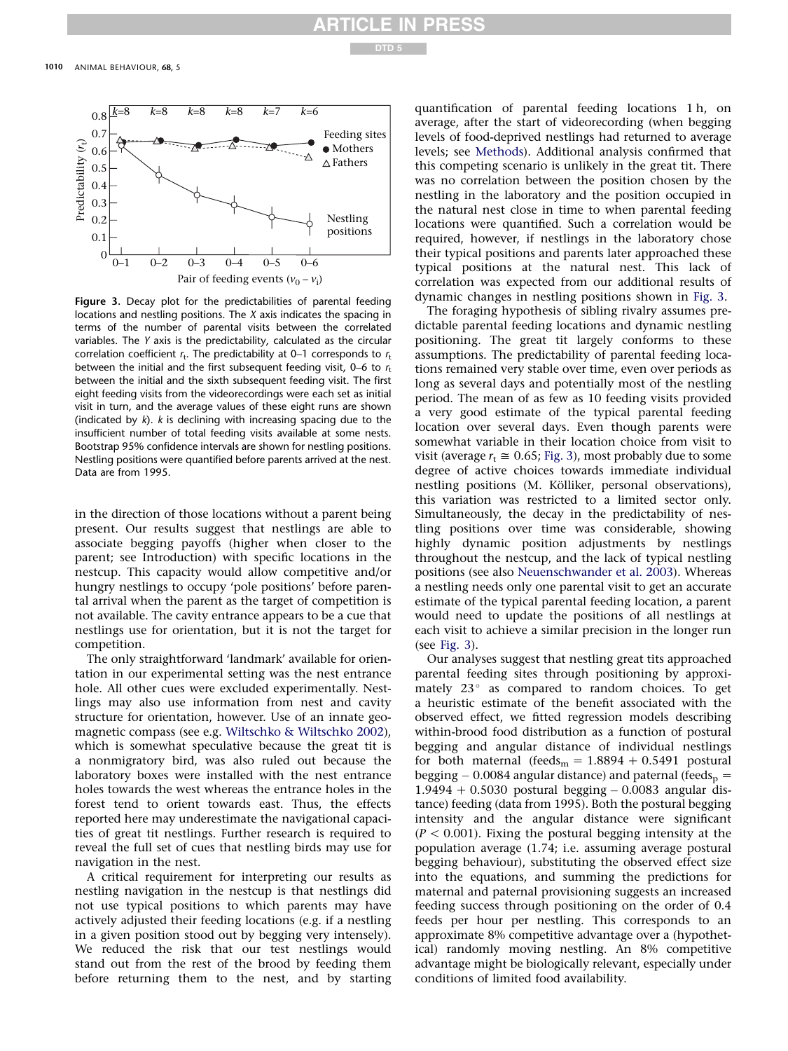**Figure 3.** Decay plot for the predictabilities of parental feeding locations and nestling positions. The *X* axis indicates the spacing in terms of the number of parental visits between the correlated variables. The *Y* axis is the predictability, calculated as the circular correlation coefficient $r_t$. The predictability at 0–1 corresponds to $r_t$ between the initial and the first subsequent feeding visit, 0–6 to $r_t$ between the initial and the sixth subsequent feeding visit. The first eight feeding visits from the videorecordings were each set as initial visit in turn, and the average values of these eight runs are shown (indicated by *k*). *k* is declining with increasing spacing due to the insufficient number of total feeding visits available at some nests. Bootstrap 95% confidence intervals are shown for nestling positions. Nestling positions were quantified before parents arrived at the nest. Data are from 1995.

in the direction of those locations without a parent being present. Our results suggest that nestlings are able to associate begging payoffs (higher when closer to the parent; see Introduction) with specific locations in the nestcup. This capacity would allow competitive and/or hungry nestlings to occupy 'pole positions' before parental arrival when the parent as the target of competition is not available. The cavity entrance appears to be a cue that nestlings use for orientation, but it is not the target for competition.

The only straightforward 'landmark' available for orientation in our experimental setting was the nest entrance hole. All other cues were excluded experimentally. Nestlings may also use information from nest and cavity structure for orientation, however. Use of an innate geomagnetic compass (see e.g. Wiltschko & Wiltschko 2002), which is somewhat speculative because the great tit is a nonmigratory bird, was also ruled out because the laboratory boxes were installed with the nest entrance holes towards the west whereas the entrance holes in the forest tend to orient towards east. Thus, the effects reported here may underestimate the navigational capacities of great tit nestlings. Further research is required to reveal the full set of cues that nestling birds may use for navigation in the nest.

A critical requirement for interpreting our results as nestling navigation in the nestcup is that nestlings did not use typical positions to which parents may have actively adjusted their feeding locations (e.g. if a nestling in a given position stood out by begging very intensely). We reduced the risk that our test nestlings would stand out from the rest of the brood by feeding them before returning them to the nest, and by starting quantification of parental feeding locations 1 h, on average, after the start of videorecording (when begging levels of food-deprived nestlings had returned to average levels; see Methods). Additional analysis confirmed that this competing scenario is unlikely in the great tit. There was no correlation between the position chosen by the nestling in the laboratory and the position occupied in the natural nest close in time to when parental feeding locations were quantified. Such a correlation would be required, however, if nestlings in the laboratory chose their typical positions and parents later approached these typical positions at the natural nest. This lack of correlation was expected from our additional results of dynamic changes in nestling positions shown in Fig. 3.

The foraging hypothesis of sibling rivalry assumes predictable parental feeding locations and dynamic nestling positioning. The great tit largely conforms to these assumptions. The predictability of parental feeding locations remained very stable over time, even over periods as long as several days and potentially most of the nestling period. The mean of as few as 10 feeding visits provided a very good estimate of the typical parental feeding location over several days. Even though parents were somewhat variable in their location choice from visit to visit (average $r_t \cong 0.65$; Fig. 3), most probably due to some degree of active choices towards immediate individual nestling positions (M. Kölliker, personal observations), this variation was restricted to a limited sector only. Simultaneously, the decay in the predictability of nestling positions over time was considerable, showing highly dynamic position adjustments by nestlings throughout the nestcup, and the lack of typical nestling positions (see also Neuenschwander et al. 2003). Whereas a nestling needs only one parental visit to get an accurate estimate of the typical parental feeding location, a parent would need to update the positions of all nestlings at each visit to achieve a similar precision in the longer run (see Fig. 3).

Our analyses suggest that nestling great tits approached parental feeding sites through positioning by approximately 23° as compared to random choices. To get a heuristic estimate of the benefit associated with the observed effect, we fitted regression models describing within-brood food distribution as a function of postural begging and angular distance of individual nestlings for both maternal ($\text{feeds}_m = 1.8894 + 0.5491$ postural begging $- 0.0084$ angular distance) and paternal ($\text{feeds}_p = 1.9494 + 0.5030$ postural begging $- 0.0083$ angular distance) feeding (data from 1995). Both the postural begging intensity and the angular distance were significant ($P < 0.001$). Fixing the postural begging intensity at the population average (1.74; i.e. assuming average postural begging behaviour), substituting the observed effect size into the equations, and summing the predictions for maternal and paternal provisioning suggests an increased feeding success through positioning on the order of 0.4 feeds per hour per nestling. This corresponds to an approximate 8% competitive advantage over a (hypothetical) randomly moving nestling. An 8% competitive advantage might be biologically relevant, especially under conditions of limited food availability.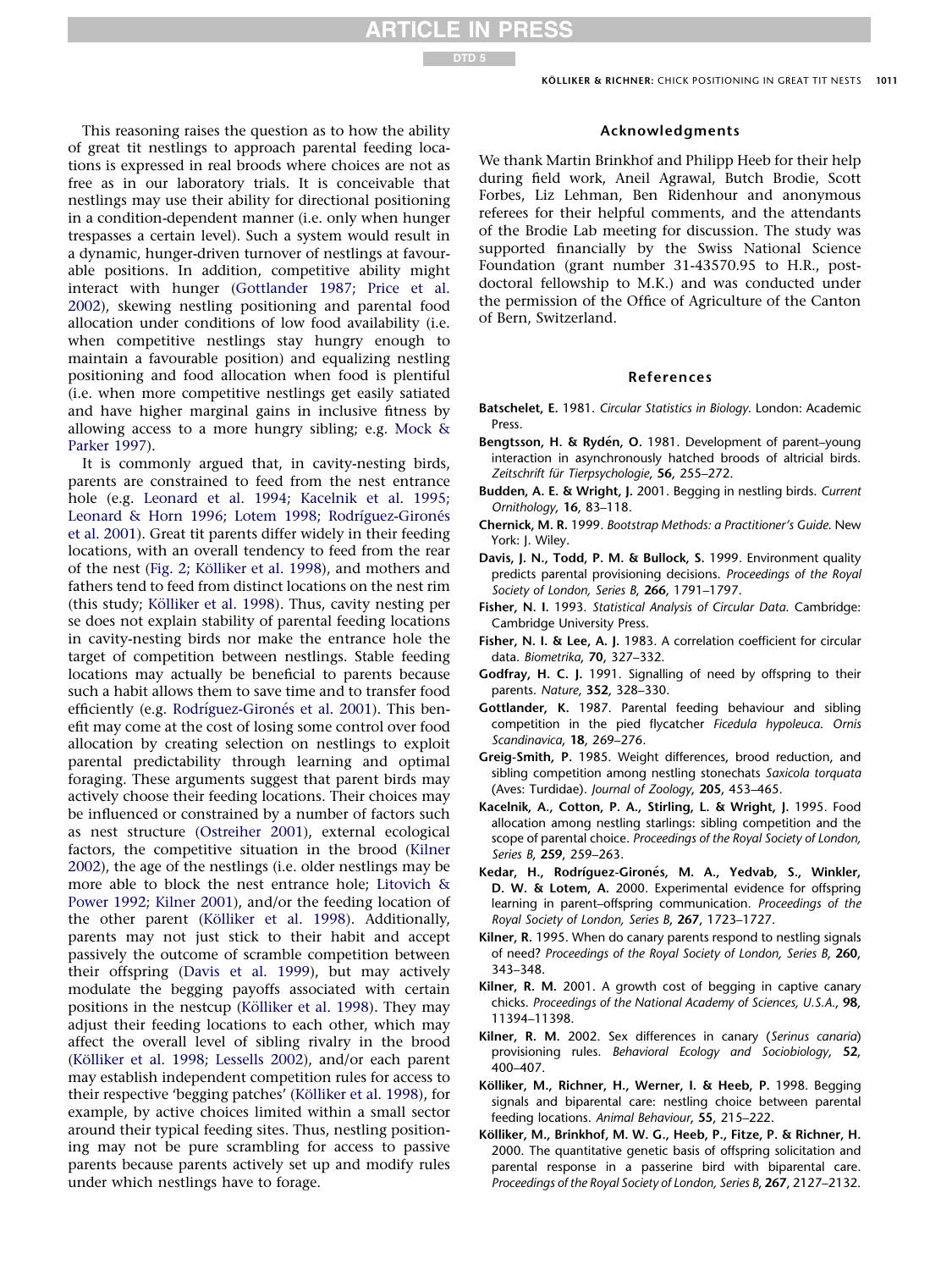This reasoning raises the question as to how the ability of great tit nestlings to approach parental feeding locations is expressed in real broods where choices are not as free as in our laboratory trials. It is conceivable that nestlings may use their ability for directional positioning in a condition-dependent manner (i.e. only when hunger trespasses a certain level). Such a system would result in a dynamic, hunger-driven turnover of nestlings at favourable positions. In addition, competitive ability might interact with hunger (Gottlander 1987; Price et al. 2002), skewing nestling positioning and parental food allocation under conditions of low food availability (i.e. when competitive nestlings stay hungry enough to maintain a favourable position) and equalizing nestling positioning and food allocation when food is plentiful (i.e. when more competitive nestlings get easily satiated and have higher marginal gains in inclusive fitness by allowing access to a more hungry sibling; e.g. Mock & Parker 1997).

It is commonly argued that, in cavity-nesting birds, parents are constrained to feed from the nest entrance hole (e.g. Leonard et al. 1994; Kacelnik et al. 1995; Leonard & Horn 1996; Lotem 1998; Rodríguez-Gironés et al. 2001). Great tit parents differ widely in their feeding locations, with an overall tendency to feed from the rear of the nest (Fig. 2; Kölliker et al. 1998), and mothers and fathers tend to feed from distinct locations on the nest rim (this study; Kölliker et al. 1998). Thus, cavity nesting per se does not explain stability of parental feeding locations in cavity-nesting birds nor make the entrance hole the target of competition between nestlings. Stable feeding locations may actually be beneficial to parents because such a habit allows them to save time and to transfer food efficiently (e.g. Rodríguez-Gironés et al. 2001). This benefit may come at the cost of losing some control over food allocation by creating selection on nestlings to exploit parental predictability through learning and optimal foraging. These arguments suggest that parent birds may actively choose their feeding locations. Their choices may be influenced or constrained by a number of factors such as nest structure (Ostreiher 2001), external ecological factors, the competitive situation in the brood (Kilner 2002), the age of the nestlings (i.e. older nestlings may be more able to block the nest entrance hole; Litovich & Power 1992; Kilner 2001), and/or the feeding location of the other parent (Kölliker et al. 1998). Additionally, parents may not just stick to their habit and accept passively the outcome of scramble competition between their offspring (Davis et al. 1999), but may actively modulate the begging payoffs associated with certain positions in the nestcup (Kölliker et al. 1998). They may adjust their feeding locations to each other, which may affect the overall level of sibling rivalry in the brood (Kölliker et al. 1998; Lessells 2002), and/or each parent may establish independent competition rules for access to their respective 'begging patches' (Kölliker et al. 1998), for example, by active choices limited within a small sector around their typical feeding sites. Thus, nestling positioning may not be pure scrambling for access to passive parents because parents actively set up and modify rules under which nestlings have to forage.

## Acknowledgments

We thank Martin Brinkhof and Philipp Heeb for their help during field work, Aneil Agrawal, Butch Brodie, Scott Forbes, Liz Lehman, Ben Ridenhour and anonymous referees for their helpful comments, and the attendants of the Brodie Lab meeting for discussion. The study was supported financially by the Swiss National Science Foundation (grant number 31-43570.95 to H.R., post-doctoral fellowship to M.K.) and was conducted under the permission of the Office of Agriculture of the Canton of Bern, Switzerland.

## References

**Batschelet, E.** 1981. *Circular Statistics in Biology*. London: Academic Press.

**Bengtsson, H. & Rydén, O.** 1981. Development of parent–young interaction in asynchronously hatched broods of altricial birds. *Zeitschrift für Tierpsychologie*, **56**, 255–272.

**Budden, A. E. & Wright, J.** 2001. Begging in nestling birds. *Current Ornithology*, **16**, 83–118.

**Chernick, M. R.** 1999. *Bootstrap Methods: a Practitioner's Guide*. New York: J. Wiley.

**Davis, J. N., Todd, P. M. & Bullock, S.** 1999. Environment quality predicts parental provisioning decisions. *Proceedings of the Royal Society of London, Series B*, **266**, 1791–1797.

**Fisher, N. I.** 1993. *Statistical Analysis of Circular Data*. Cambridge: Cambridge University Press.

**Fisher, N. I. & Lee, A. J.** 1983. A correlation coefficient for circular data. *Biometrika*, **70**, 327–332.

**Godfray, H. C. J.** 1991. Signalling of need by offspring to their parents. *Nature*, **352**, 328–330.

**Gottlander, K.** 1987. Parental feeding behaviour and sibling competition in the pied flycatcher *Ficedula hypoleuca*. *Ornis Scandinavica*, **18**, 269–276.

**Greig-Smith, P.** 1985. Weight differences, brood reduction, and sibling competition among nestling stonechats *Saxicola torquata* (Aves: Turdidae). *Journal of Zoology*, **205**, 453–465.

**Kacelnik, A., Cotton, P. A., Stirling, L. & Wright, J.** 1995. Food allocation among nestling starlings: sibling competition and the scope of parental choice. *Proceedings of the Royal Society of London, Series B*, **259**, 259–263.

**Kedar, H., Rodríguez-Gironés, M. A., Yedvab, S., Winkler, D. W. & Lotem, A.** 2000. Experimental evidence for offspring learning in parent–offspring communication. *Proceedings of the Royal Society of London, Series B*, **267**, 1723–1727.

**Kilner, R.** 1995. When do canary parents respond to nestling signals of need? *Proceedings of the Royal Society of London, Series B*, **260**, 343–348.

**Kilner, R. M.** 2001. A growth cost of begging in captive canary chicks. *Proceedings of the National Academy of Sciences, U.S.A.*, **98**, 11394–11398.

**Kilner, R. M.** 2002. Sex differences in canary (*Serinus canaria*) provisioning rules. *Behavioral Ecology and Sociobiology*, **52**, 400–407.

**Kölliker, M., Richner, H., Werner, I. & Heeb, P.** 1998. Begging signals and biparental care: nestling choice between parental feeding locations. *Animal Behaviour*, **55**, 215–222.

**Kölliker, M., Brinkhof, M. W. G., Heeb, P., Fitze, P. & Richner, H.** 2000. The quantitative genetic basis of offspring solicitation and parental response in a passerine bird with biparental care. *Proceedings of the Royal Society of London, Series B*, **267**, 2127–2132.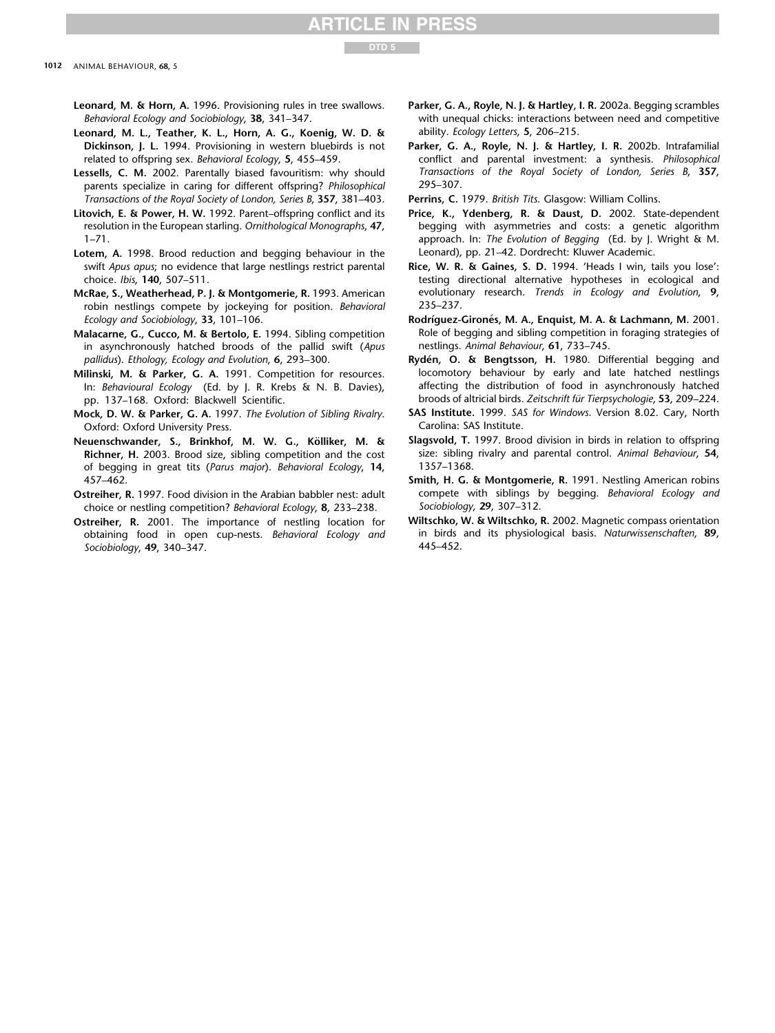**Leonard, M. & Horn, A.** 1996. Provisioning rules in tree swallows. *Behavioral Ecology and Sociobiology*, **38**, 341–347.

**Leonard, M. L., Teather, K. L., Horn, A. G., Koenig, W. D. & Dickinson, J. L.** 1994. Provisioning in western bluebirds is not related to offspring sex. *Behavioral Ecology*, **5**, 455–459.

**Lessells, C. M.** 2002. Parentally biased favouritism: why should parents specialize in caring for different offspring? *Philosophical Transactions of the Royal Society of London, Series B*, **357**, 381–403.

**Litovich, E. & Power, H. W.** 1992. Parent–offspring conflict and its resolution in the European starling. *Ornithological Monographs*, **47**, 1–71.

**Lotem, A.** 1998. Brood reduction and begging behaviour in the swift *Apus apus*; no evidence that large nestlings restrict parental choice. *Ibis*, **140**, 507–511.

**McRae, S., Weatherhead, P. J. & Montgomerie, R.** 1993. American robin nestlings compete by jockeying for position. *Behavioral Ecology and Sociobiology*, **33**, 101–106.

**Malacarne, G., Cucco, M. & Bertolo, E.** 1994. Sibling competition in asynchronously hatched broods of the pallid swift (*Apus pallidus*). *Ethology, Ecology and Evolution*, **6**, 293–300.

**Milinski, M. & Parker, G. A.** 1991. Competition for resources. In: *Behavioural Ecology* (Ed. by J. R. Krebs & N. B. Davies), pp. 137–168. Oxford: Blackwell Scientific.

**Mock, D. W. & Parker, G. A.** 1997. *The Evolution of Sibling Rivalry*. Oxford: Oxford University Press.

**Neuenschwander, S., Brinkhof, M. W. G., Kölliker, M. & Richner, H.** 2003. Brood size, sibling competition and the cost of begging in great tits (*Parus major*). *Behavioral Ecology*, **14**, 457–462.

**Ostreiher, R.** 1997. Food division in the Arabian babbler nest: adult choice or nestling competition? *Behavioral Ecology*, **8**, 233–238.

**Ostreiher, R.** 2001. The importance of nestling location for obtaining food in open cup-nests. *Behavioral Ecology and Sociobiology*, **49**, 340–347.

**Parker, G. A., Royle, N. J. & Hartley, I. R.** 2002a. Begging scrambles with unequal chicks: interactions between need and competitive ability. *Ecology Letters*, **5**, 206–215.

**Parker, G. A., Royle, N. J. & Hartley, I. R.** 2002b. Intrafamilial conflict and parental investment: a synthesis. *Philosophical Transactions of the Royal Society of London, Series B*, **357**, 295–307.

**Perrins, C.** 1979. *British Tits*. Glasgow: William Collins.

**Price, K., Ydenberg, R. & Daust, D.** 2002. State-dependent begging with asymmetries and costs: a genetic algorithm approach. In: *The Evolution of Begging* (Ed. by J. Wright & M. Leonard), pp. 21–42. Dordrecht: Kluwer Academic.

**Rice, W. R. & Gaines, S. D.** 1994. 'Heads I win, tails you lose': testing directional alternative hypotheses in ecological and evolutionary research. *Trends in Ecology and Evolution*, **9**, 235–237.

**Rodríguez-Gironés, M. A., Enquist, M. A. & Lachmann, M.** 2001. Role of begging and sibling competition in foraging strategies of nestlings. *Animal Behaviour*, **61**, 733–745.

**Rydén, O. & Bengtsson, H.** 1980. Differential begging and locomotory behaviour by early and late hatched nestlings affecting the distribution of food in asynchronously hatched broods of altricial birds. *Zeitschrift für Tierpsychologie*, **53**, 209–224.

**SAS Institute.** 1999. *SAS for Windows*. Version 8.02. Cary, North Carolina: SAS Institute.

**Slagsvold, T.** 1997. Brood division in birds in relation to offspring size: sibling rivalry and parental control. *Animal Behaviour*, **54**, 1357–1368.

**Smith, H. G. & Montgomerie, R.** 1991. Nestling American robins compete with siblings by begging. *Behavioral Ecology and Sociobiology*, **29**, 307–312.

**Wiltschko, W. & Wiltschko, R.** 2002. Magnetic compass orientation in birds and its physiological basis. *Naturwissenschaften*, **89**, 445–452.